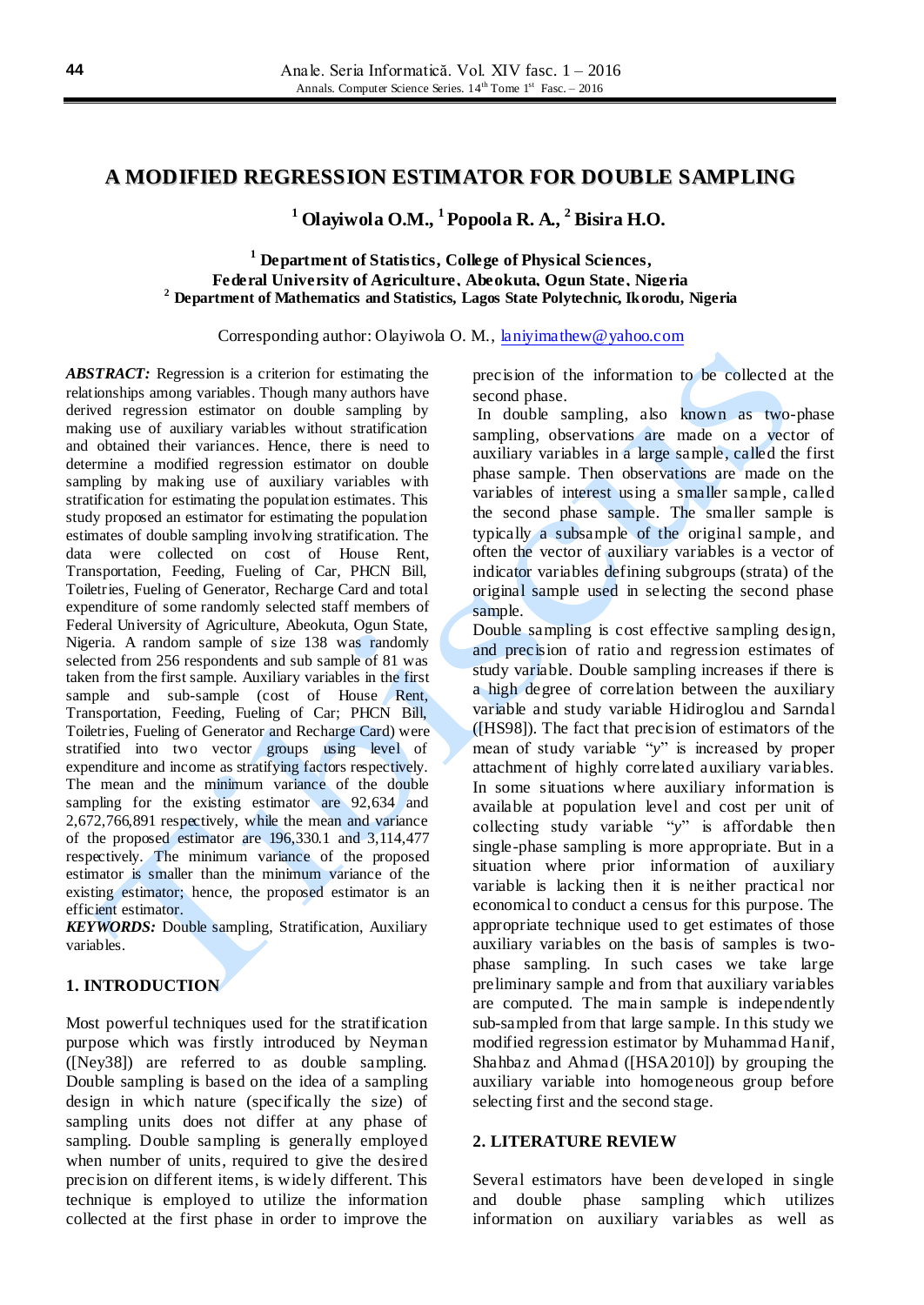# A MODIFIED REGRESSION ESTIMATOR FOR DOUBLE SAMPLING

**[1] Olayiwola O.M., [1] Popoola R. A., [2] Bisira H.O.**

**[1] Department of Statistics, College of Physical Sciences, Federal University of Agriculture, Abeokuta, Ogun State, Nigeria**
**[2] Department of Mathematics and Statistics, Lagos State Polytechnic, Ikorodu, Nigeria**

Corresponding author: Olayiwola O. M., laniyimathew@yahoo.com

***ABSTRACT:*** Regression is a criterion for estimating the relationships among variables. Though many authors have derived regression estimator on double sampling by making use of auxiliary variables without stratification and obtained their variances. Hence, there is need to determine a modified regression estimator on double sampling by making use of auxiliary variables with stratification for estimating the population estimates. This study proposed an estimator for estimating the population estimates of double sampling involving stratification. The data were collected on cost of House Rent, Transportation, Feeding, Fueling of Car, PHCN Bill, Toiletries, Fueling of Generator, Recharge Card and total expenditure of some randomly selected staff members of Federal University of Agriculture, Abeokuta, Ogun State, Nigeria. A random sample of size 138 was randomly selected from 256 respondents and sub sample of 81 was taken from the first sample. Auxiliary variables in the first sample and sub-sample (cost of House Rent, Transportation, Feeding, Fueling of Car; PHCN Bill, Toiletries, Fueling of Generator and Recharge Card) were stratified into two vector groups using level of expenditure and income as stratifying factors respectively. The mean and the minimum variance of the double sampling for the existing estimator are 92,634 and 2,672,766,891 respectively, while the mean and variance of the proposed estimator are 196,330.1 and 3,114,477 respectively. The minimum variance of the proposed estimator is smaller than the minimum variance of the existing estimator; hence, the proposed estimator is an efficient estimator.

***KEYWORDS:*** Double sampling, Stratification, Auxiliary variables.

## 1. INTRODUCTION

Most powerful techniques used for the stratification purpose which was firstly introduced by Neyman ([Ney38]) are referred to as double sampling. Double sampling is based on the idea of a sampling design in which nature (specifically the size) of sampling units does not differ at any phase of sampling. Double sampling is generally employed when number of units, required to give the desired precision on different items, is widely different. This technique is employed to utilize the information collected at the first phase in order to improve the precision of the information to be collected at the second phase.

In double sampling, also known as two-phase sampling, observations are made on a vector of auxiliary variables in a large sample, called the first phase sample. Then observations are made on the variables of interest using a smaller sample, called the second phase sample. The smaller sample is typically a subsample of the original sample, and often the vector of auxiliary variables is a vector of indicator variables defining subgroups (strata) of the original sample used in selecting the second phase sample.

Double sampling is cost effective sampling design, and precision of ratio and regression estimates of study variable. Double sampling increases if there is a high degree of correlation between the auxiliary variable and study variable Hidiroglou and Sarndal ([HS98]). The fact that precision of estimators of the mean of study variable "*y*" is increased by proper attachment of highly correlated auxiliary variables. In some situations where auxiliary information is available at population level and cost per unit of collecting study variable "*y*" is affordable then single-phase sampling is more appropriate. But in a situation where prior information of auxiliary variable is lacking then it is neither practical nor economical to conduct a census for this purpose. The appropriate technique used to get estimates of those auxiliary variables on the basis of samples is two-phase sampling. In such cases we take large preliminary sample and from that auxiliary variables are computed. The main sample is independently sub-sampled from that large sample. In this study we modified regression estimator by Muhammad Hanif, Shahbaz and Ahmad ([HSA2010]) by grouping the auxiliary variable into homogeneous group before selecting first and the second stage.

## 2. LITERATURE REVIEW

Several estimators have been developed in single and double phase sampling which utilizes information on auxiliary variables as well as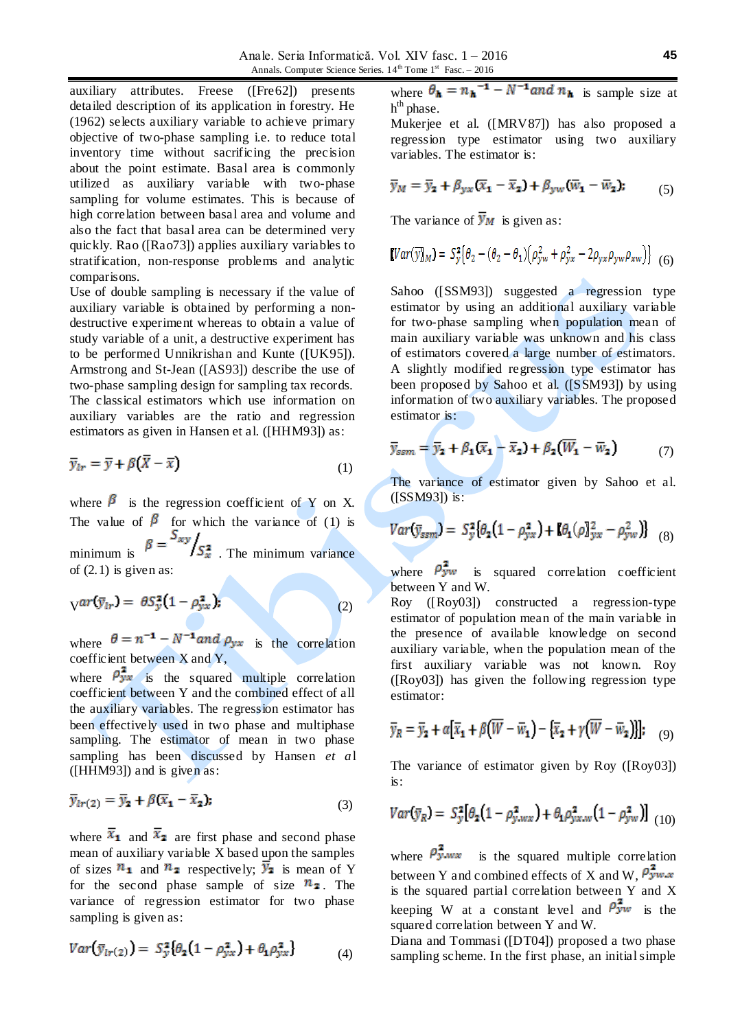auxiliary attributes. Freese ([Fre62]) presents detailed description of its application in forestry. He (1962) selects auxiliary variable to achieve primary objective of two-phase sampling i.e. to reduce total inventory time without sacrificing the precision about the point estimate. Basal area is commonly utilized as auxiliary variable with two-phase sampling for volume estimates. This is because of high correlation between basal area and volume and also the fact that basal area can be determined very quickly. Rao ([Rao73]) applies auxiliary variables to stratification, non-response problems and analytic comparisons.

Use of double sampling is necessary if the value of auxiliary variable is obtained by performing a non-destructive experiment whereas to obtain a value of study variable of a unit, a destructive experiment has to be performed Unnikrishan and Kunte ([UK95]). Armstrong and St-Jean ([AS93]) describe the use of two-phase sampling design for sampling tax records. The classical estimators which use information on auxiliary variables are the ratio and regression estimators as given in Hansen et al. ([HHM93]) as:

$$\bar{y}_{lr} = \bar{y} + \beta\left(\bar{X} - \bar{x}\right) \tag{1}$$

where $\beta$ is the regression coefficient of Y on X. The value of $\beta$ for which the variance of (1) is minimum is $\beta = S_{xy} / S_x^2$. The minimum variance of (2.1) is given as:

$$Var\left(\bar{y}_{lr}\right) = \theta S_y^2\left(1 - \rho_{yx}^2\right); \tag{2}$$

where $\theta = n^{-1} - N^{-1}$ and $\rho_{yx}$ is the correlation coefficient between X and Y,

where $\rho_{yx}^2$ is the squared multiple correlation coefficient between Y and the combined effect of all the auxiliary variables. The regression estimator has been effectively used in two phase and multiphase sampling. The estimator of mean in two phase sampling has been discussed by Hansen *et al* ([HHM93]) and is given as:

$$\bar{y}_{lr(2)} = \bar{y}_2 + \beta\left(\bar{x}_1 - \bar{x}_2\right); \tag{3}$$

where $\bar{x}_1$ and $\bar{x}_2$ are first phase and second phase mean of auxiliary variable X based upon the samples of sizes $n_1$ and $n_2$ respectively; $\bar{y}_2$ is mean of Y for the second phase sample of size $n_2$. The variance of regression estimator for two phase sampling is given as:

$$Var\left(\bar{y}_{lr(2)}\right) = S_y^2\left\{\theta_2\left(1 - \rho_{yx}^2\right) + \theta_1\rho_{yx}^2\right\} \tag{4}$$

where $\theta_h = n_h^{-1} - N^{-1}$ and $n_h$ is sample size at h[th] phase.

Mukerjee et al. ([MRV87]) has also proposed a regression type estimator using two auxiliary variables. The estimator is:

$$\bar{y}_M = \bar{y}_2 + \beta_{yx}\left(\bar{x}_1 - \bar{x}_2\right) + \beta_{yw}\left(\bar{w}_1 - \bar{w}_2\right); \tag{5}$$

The variance of $\bar{y}_M$ is given as:

$$\left[Var\left(\bar{y}\right)_M\right] = S_y^2\left[\theta_2 - \left(\theta_2 - \theta_1\right)\left(\rho_{yw}^2 + \rho_{yx}^2 - 2\rho_{yx}\rho_{yw}\rho_{xw}\right)\right] \tag{6}$$

Sahoo ([SSM93]) suggested a regression type estimator by using an additional auxiliary variable for two-phase sampling when population mean of main auxiliary variable was unknown and his class of estimators covered a large number of estimators. A slightly modified regression type estimator has been proposed by Sahoo et al. ([SSM93]) by using information of two auxiliary variables. The proposed estimator is:

$$\bar{y}_{ssm} = \bar{y}_2 + \beta_1\left(\bar{x}_1 - \bar{x}_2\right) + \beta_2\left(\bar{W}_1 - \bar{w}_2\right) \tag{7}$$

The variance of estimator given by Sahoo et al. ([SSM93]) is:

$$Var\left(\bar{y}_{ssm}\right) = S_y^2\left\{\theta_2\left(1 - \rho_{yx}^2\right) + \left[\theta_1\left(\rho\right)_{yx}^2 - \rho_{yw}^2\right]\right\} \tag{8}$$

where $\rho_{yw}^2$ is squared correlation coefficient between Y and W.

Roy ([Roy03]) constructed a regression-type estimator of population mean of the main variable in the presence of available knowledge on second auxiliary variable, when the population mean of the first auxiliary variable was not known. Roy ([Roy03]) has given the following regression type estimator:

$$\bar{y}_R = \bar{y}_2 + \alpha\left[\bar{x}_1 + \beta\left(\bar{W} - \bar{w}_1\right) - \left\{\bar{x}_2 + \gamma\left(\bar{W} - \bar{w}_2\right)\right\}\right]; \tag{9}$$

The variance of estimator given by Roy ([Roy03]) is:

$$Var\left(\bar{y}_R\right) = S_y^2\left[\theta_2\left(1 - \rho_{y.wx}^2\right) + \theta_1\rho_{yx.w}^2\left(1 - \rho_{yw}^2\right)\right] \tag{10}$$

where $\rho_{y.wx}^2$ is the squared multiple correlation between Y and combined effects of X and W, $\rho_{yw.x}^2$ is the squared partial correlation between Y and X keeping W at a constant level and $\rho_{yw}^2$ is the squared correlation between Y and W.

Diana and Tommasi ([DT04]) proposed a two phase sampling scheme. In the first phase, an initial simple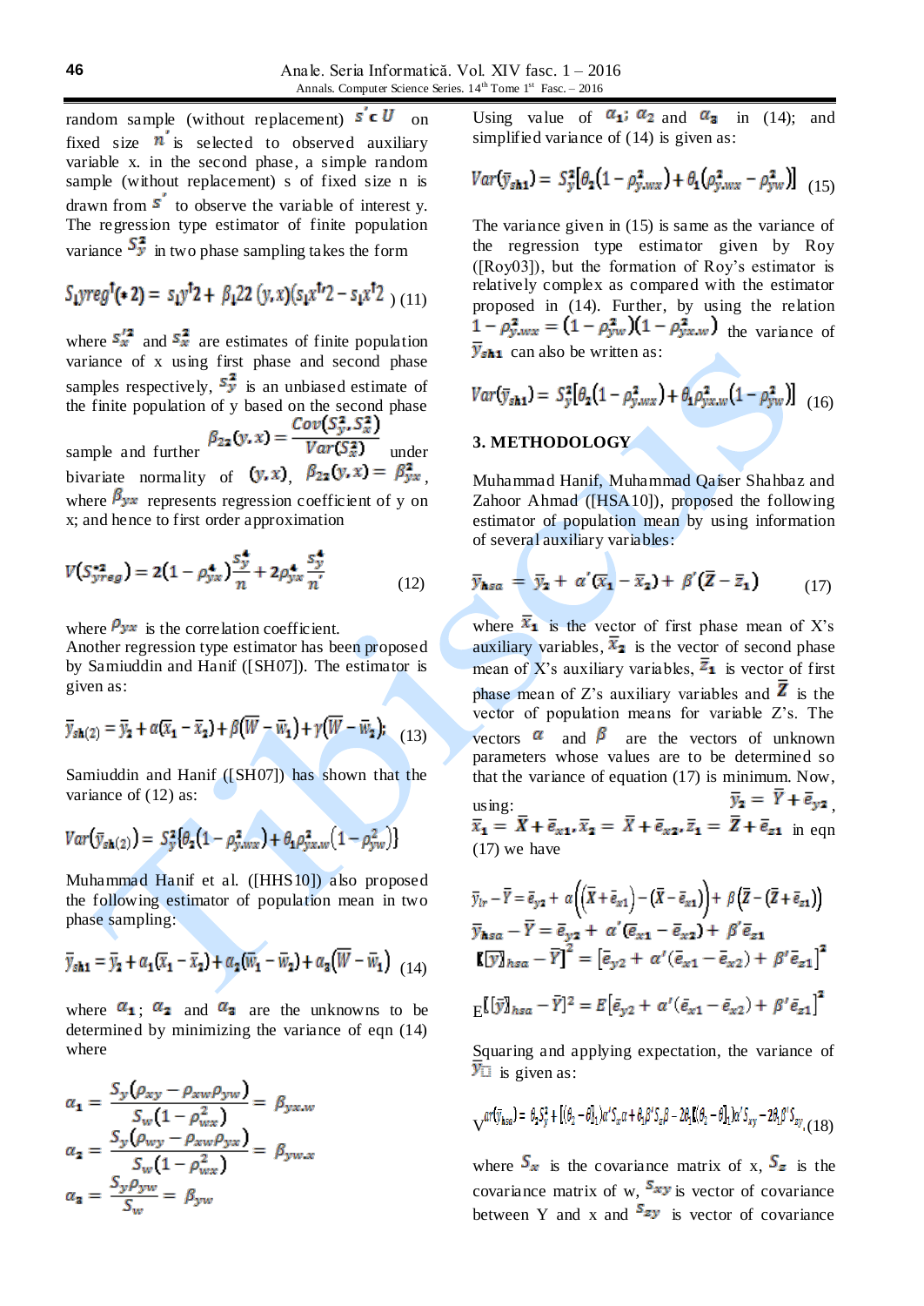random sample (without replacement) $s' \subset U$ on fixed size $n'$ is selected to observed auxiliary variable x. in the second phase, a simple random sample (without replacement) s of fixed size n is drawn from $s'$ to observe the variable of interest y. The regression type estimator of finite population variance $S_y^2$ in two phase sampling takes the form

$$S_{1}yreg^{\dagger}(*2) = s_1y^{\dagger}2 + \beta_1 22\,(y,x)(s_1x^{\dagger}2 - s_1x^{\dagger}2 \quad (11)$$

where $s_x'^2$ and $s_x^2$ are estimates of finite population variance of x using first phase and second phase samples respectively, $s_y^2$ is an unbiased estimate of the finite population of y based on the second phase sample and further $\beta_{22}(y,x) = \frac{Cov(S_y^2, S_x^2)}{Var(S_x^2)}$ under bivariate normality of $(y,x)$, $\beta_{22}(y,x) = \beta_{yx}^2$, where $\beta_{yx}$ represents regression coefficient of y on x; and hence to first order approximation

$$V(S_{yreg}^{*2}) = 2(1-\rho_{yx}^4)\frac{S_y^4}{n} + 2\rho_{yx}^4\frac{S_y^4}{n'} \quad (12)$$

where $\rho_{yx}$ is the correlation coefficient.
Another regression type estimator has been proposed by Samiuddin and Hanif ([SH07]). The estimator is given as:

$$\bar{y}_{sh(2)} = \bar{y}_2 + \alpha(\bar{x}_1 - \bar{x}_2) + \beta(\bar{W} - \bar{w}_1) + \gamma(\bar{W} - \bar{w}_2); \quad (13)$$

Samiuddin and Hanif ([SH07]) has shown that the variance of (12) as:

$$Var(\bar{y}_{sh(2)}) = S_y^2\{\theta_2(1-\rho_{y.wx}^2) + \theta_1\rho_{yx.w}^2(1-\rho_{yw}^2)\}$$

Muhammad Hanif et al. ([HHS10]) also proposed the following estimator of population mean in two phase sampling:

$$\bar{y}_{sh1} = \bar{y}_2 + \alpha_1(\bar{x}_1 - \bar{x}_2) + \alpha_2(\bar{w}_1 - \bar{w}_2) + \alpha_3(\bar{W} - \bar{w}_1) \quad (14)$$

where $\alpha_1$; $\alpha_2$ and $\alpha_3$ are the unknowns to be determined by minimizing the variance of eqn (14) where

$$\alpha_1 = \frac{S_y(\rho_{xy} - \rho_{xw}\rho_{yw})}{S_w(1-\rho_{wx}^2)} = \beta_{yx.w}$$

$$\alpha_2 = \frac{S_y(\rho_{wy} - \rho_{xw}\rho_{yx})}{S_w(1-\rho_{wx}^2)} = \beta_{yw.x}$$

$$\alpha_3 = \frac{S_y\rho_{yw}}{S_w} = \beta_{yw}$$

Using value of $\alpha_1$; $\alpha_2$ and $\alpha_3$ in (14); and simplified variance of (14) is given as:

$$Var(\bar{y}_{sh1}) = S_y^2[\theta_2(1-\rho_{y.wx}^2) + \theta_1(\rho_{y.wx}^2 - \rho_{yw}^2)] \quad (15)$$

The variance given in (15) is same as the variance of the regression type estimator given by Roy ([Roy03]), but the formation of Roy's estimator is relatively complex as compared with the estimator proposed in (14). Further, by using the relation $1-\rho_{y.wx}^2 = (1-\rho_{yw}^2)(1-\rho_{yx.w}^2)$ the variance of $\bar{y}_{sh1}$ can also be written as:

$$Var(\bar{y}_{sh1}) = S_y^2[\theta_2(1-\rho_{y.wx}^2) + \theta_1\rho_{yx.w}^2(1-\rho_{yw}^2)] \quad (16)$$

## 3. METHODOLOGY

Muhammad Hanif, Muhammad Qaiser Shahbaz and Zahoor Ahmad ([HSA10]), proposed the following estimator of population mean by using information of several auxiliary variables:

$$\bar{y}_{hsa} = \bar{y}_2 + \alpha'(\bar{x}_1 - \bar{x}_2) + \beta'(\bar{Z} - \bar{z}_1) \quad (17)$$

where $\bar{x}_1$ is the vector of first phase mean of X's auxiliary variables, $\bar{x}_2$ is the vector of second phase mean of X's auxiliary variables, $\bar{z}_1$ is vector of first phase mean of Z's auxiliary variables and $\bar{Z}$ is the vector of population means for variable Z's. The vectors $\alpha$ and $\beta$ are the vectors of unknown parameters whose values are to be determined so that the variance of equation (17) is minimum. Now, using: $\bar{y}_2 = \bar{Y} + \bar{e}_{y_2}$, $\bar{x}_1 = \bar{X} + \bar{e}_{x1}, \bar{x}_2 = \bar{X} + \bar{e}_{x2}, \bar{z}_1 = \bar{Z} + \bar{e}_{z1}$ in eqn (17) we have

$$\bar{y}_{lr} - \bar{Y} = \bar{e}_{y2} + \alpha\left((\bar{X} + \bar{e}_{x1}) - (\bar{X} - \bar{e}_{x1})\right) + \beta\left(\bar{Z} - (\bar{Z} + \bar{e}_{z1})\right)$$

$$\bar{y}_{hsa} - \bar{Y} = \bar{e}_{y2} + \alpha'(\bar{e}_{x1} - \bar{e}_{x2}) + \beta'\bar{e}_{z1}$$

$$[[\bar{y}]_{hsa} - \bar{Y}]^2 = [\bar{e}_{y2} + \alpha'(\bar{e}_{x1} - \bar{e}_{x2}) + \beta'\bar{e}_{z1}]^2$$

$$E[[\bar{y}]_{hsa} - \bar{Y}]^2 = E[\bar{e}_{y2} + \alpha'(\bar{e}_{x1} - \bar{e}_{x2}) + \beta'\bar{e}_{z1}]^2$$

Squaring and applying expectation, the variance of $\bar{y}_{\square}$ is given as:

$$Var(\bar{y}_{hsa}) = \theta_2 S_y^2 + [(\theta_2 - \theta_1^2)]\alpha' S_x \alpha + \theta_1 \beta' S_z \beta - 2\theta_1[(\theta_2 - \theta_1]\alpha' S_{xy} - 2\theta_1\beta' S_{zy} \quad (18)$$

where $S_x$ is the covariance matrix of x, $S_z$ is the covariance matrix of w, $S_{xy}$ is vector of covariance between Y and x and $S_{zy}$ is vector of covariance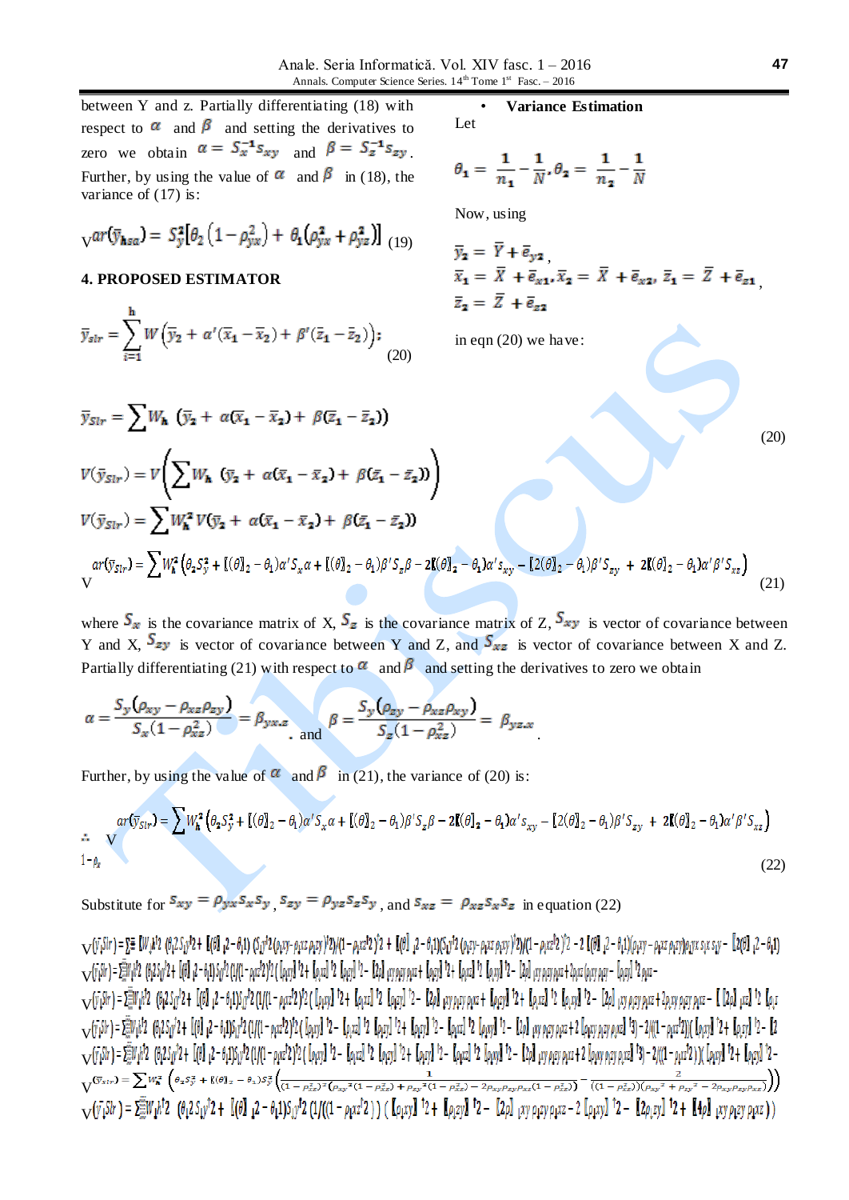between Y and z. Partially differentiating (18) with respect to $\alpha$ and $\beta$ and setting the derivatives to zero we obtain $\alpha = S_x^{-1} s_{xy}$ and $\beta = S_z^{-1} s_{zy}$. Further, by using the value of $\alpha$ and $\beta$ in (18), the variance of (17) is:

$$Var(\bar{y}_{hsd}) = S_y^2\left[\theta_2\left(1-\rho_{yx}^2\right) + \theta_1\left(\rho_{yx}^2 + \rho_{yz}^2\right)\right] \quad (19)$$

## 4. PROPOSED ESTIMATOR

$$\bar{y}_{slr} = \sum_{i=1}^{h} W\left(\bar{y}_2 + \alpha'(\bar{x}_1 - \bar{x}_2) + \beta'(\bar{z}_1 - \bar{z}_2)\right); \quad (20)$$

- **Variance Estimation**

Let

$$\theta_1 = \frac{1}{n_1} - \frac{1}{N}, \theta_2 = \frac{1}{n_2} - \frac{1}{N}$$

Now, using

$$\bar{y}_2 = \bar{Y} + \bar{e}_{y2},$$
$$\bar{x}_1 = \bar{X} + \bar{e}_{x1}, \bar{x}_2 = \bar{X} + \bar{e}_{x2}, \bar{z}_1 = \bar{Z} + \bar{e}_{z1},$$
$$\bar{z}_2 = \bar{Z} + \bar{e}_{z2}$$

in eqn (20) we have:

$$\bar{y}_{Slr} = \sum W_h\left(\bar{y}_2 + \alpha(\bar{x}_1 - \bar{x}_2) + \beta(\bar{z}_1 - \bar{z}_2)\right) \quad (20)$$

$$V(\bar{y}_{Slr}) = V\left(\sum W_h\left(\bar{y}_2 + \alpha(\bar{x}_1 - \bar{x}_2) + \beta(\bar{z}_1 - \bar{z}_2)\right)\right)$$

$$V(\bar{y}_{Slr}) = \sum W_h^2\, V\left(\bar{y}_2 + \alpha(\bar{x}_1 - \bar{x}_2) + \beta(\bar{z}_1 - \bar{z}_2)\right)$$

$$Var(\bar{y}_{Slr}) = \sum W_h^2\left(\theta_2 S_y^2 + [(\theta]_2 - \theta_1)\alpha' S_x \alpha + [(\theta]_2 - \theta_1)\beta' S_z \beta - 2[(\theta]_2 - \theta_1)\alpha' s_{xy} - [2(\theta]_2 - \theta_1)\beta' S_{zy} + 2[(\theta]_2 - \theta_1)\alpha'\beta' S_{xz}\right) \quad (21)$$

where $S_x$ is the covariance matrix of X, $S_z$ is the covariance matrix of Z, $S_{xy}$ is vector of covariance between Y and X, $S_{zy}$ is vector of covariance between Y and Z, and $S_{xz}$ is vector of covariance between X and Z. Partially differentiating (21) with respect to $\alpha$ and $\beta$ and setting the derivatives to zero we obtain

$$\alpha = \frac{S_y(\rho_{xy} - \rho_{xz}\rho_{zy})}{S_x(1-\rho_{xz}^2)} = \beta_{yx.z} \quad \text{and} \quad \beta = \frac{S_y(\rho_{zy} - \rho_{xz}\rho_{xy})}{S_z(1-\rho_{xz}^2)} = \beta_{yz.x}.$$

Further, by using the value of $\alpha$ and $\beta$ in (21), the variance of (20) is:

$$\therefore\ Var(\bar{y}_{Slr}) = \sum W_h^2\left(\theta_2 S_y^2 + [(\theta]_2 - \theta_1)\alpha' S_x \alpha + [(\theta]_2 - \theta_1)\beta' S_z \beta - 2[(\theta]_2 - \theta_1)\alpha' s_{xy} - [2(\theta]_2 - \theta_1)\beta' S_{zy} + 2[(\theta]_2 - \theta_1)\alpha'\beta' S_{xz}\right) \quad (22)$$

$1-\rho_x$

Substitute for $s_{xy} = \rho_{yx}s_x s_y$, $s_{zy} = \rho_{yz}s_z s_y$, and $s_{xz} = \rho_{xz}s_x s_z$ in equation (22)

$$V(\bar{y}_{Slr}) = \sum [W_h]^2 \left(\theta_2 S_y^2 + [(\theta]_2 - \theta_1)(S_y^2(\rho_{xy} - \rho_{xz}\rho_{zy})^2)/(1-\rho_{xz}^2)^2 + [(\theta]_2 - \theta_1)(S_y^2(\rho_{zy} - \rho_{xz}\rho_{xy})^2)/(1-\rho_{xz}^2)^2 - 2[(\theta]_2 - \theta_1)(\rho_{xy} - \rho_{xz}\rho_{zy})\rho_{yx}s_x s_y - [2(\theta]_2 - \theta_1) \ldots\right.$$

$$V(\bar{y}_{Slr}) = \sum [W_h]^2 \left(\theta_2 S_y^2 + [(\theta]_2 - \theta_1)S_y^2 (1/(1-\rho_{xz}^2)^2)([\rho_{xy}]^2 + [\rho_{xz}]^2[\rho_{zy}]^2 - [2\rho]_{xy}\rho_{xz}\rho_{zy} + [\rho_{zy}]^2 + [\rho_{xz}]^2[\rho_{xy}]^2 - [2\rho]_{zy}\rho_{xz}\rho_{xy} + 2\rho_{xz}(\rho_{xy}\rho_{zy} - [\rho_{xy}]^2\rho_{xz} - \ldots\right.$$

$$V(\bar{y}_{Slr}) = \sum [W_h]^2 \left(\theta_2 S_y^2 + [(\theta]_2 - \theta_1)S_y^2 (1/(1-\rho_{xz}^2)^2)([\rho_{xy}]^2 + [\rho_{xz}]^2[\rho_{zy}]^2 - [2\rho]_{xy}\rho_{xz}\rho_{zy} + [\rho_{zy}]^2 + [\rho_{xz}]^2[\rho_{xy}]^2 - [2\rho]_{zy}\rho_{xz}\rho_{xy} + 2\rho_{xy}\rho_{zy}\rho_{xz} - [[2\rho]_{xz}]^2[\rho]_{\ldots}\right.$$

$$V(\bar{y}_{Slr}) = \sum [W_h]^2 \left(\theta_2 S_y^2 + [(\theta]_2 - \theta_1)S_y^2 (1/(1-\rho_{xz}^2)^2)([\rho_{xy}]^2 - [\rho_{xz}]^2[\rho_{zy}]^2 + [\rho_{zy}]^2 - [\rho_{xz}]^2[\rho_{xy}]^2 - [2\rho]_{xy}\rho_{zy}\rho_{xz} + 2[\rho_{xy}\rho_{zy}\rho_{xz}]^3) - 2/(1-\rho_{xz}^2)([\rho_{xy}]^2 + [\rho_{zy}]^2 - [2\ldots\right.$$

$$V(\bar{y}_{Slr}) = \sum [W_h]^2 \left(\theta_2 S_y^2 + [(\theta]_2 - \theta_1)S_y^2 (1/(1-\rho_{xz}^2)^2)([\rho_{xy}]^2 - [\rho_{xz}]^2[\rho_{zy}]^2 + [\rho_{zy}]^2 - [\rho_{xz}]^2[\rho_{xy}]^2 - [2\rho]_{xy}\rho_{zy}\rho_{xz} + 2[\rho_{xy}\rho_{zy}\rho_{xz}]^3) - 2/(1-\rho_{xz}^2))([\rho_{xy}]^2 + [\rho_{zy}]^2 - \ldots\right.$$

$$V(\bar{y}_{Slr}) = \sum W_h^2\left(\theta_2 S_y^2 + ((\theta)_2 - \theta_1)S_y^2\left(\frac{1}{(1-\rho_{xz}^2)^2(\rho_{xy}^2(1-\rho_{xz}^2) + \rho_{zy}^2(1-\rho_{xz}^2) - 2\rho_{xy}\rho_{zy}\rho_{xz}(1-\rho_{xz}^2))} - \frac{2}{(1-\rho_{xz}^2)(\rho_{xy}^2 + \rho_{zy}^2 - 2\rho_{xy}\rho_{zy}\rho_{xz})}\right)\right)$$

$$V(\bar{y}_{Slr}) = \sum [W_h]^2 \left(\theta_2 S_y^2 + [(\theta]_2 - \theta_1)S_y^2 (1/(1-\rho_{xz}^2))([\rho_{xy}]^2 + [\rho_{zy}]^2 - [2\rho]_{xy}\rho_{zy}\rho_{xz} - 2[\rho_{xy}]^2 - [2\rho_{zy}]^2 + [4\rho]_{xy}\rho_{zy}\rho_{xz})\right)$$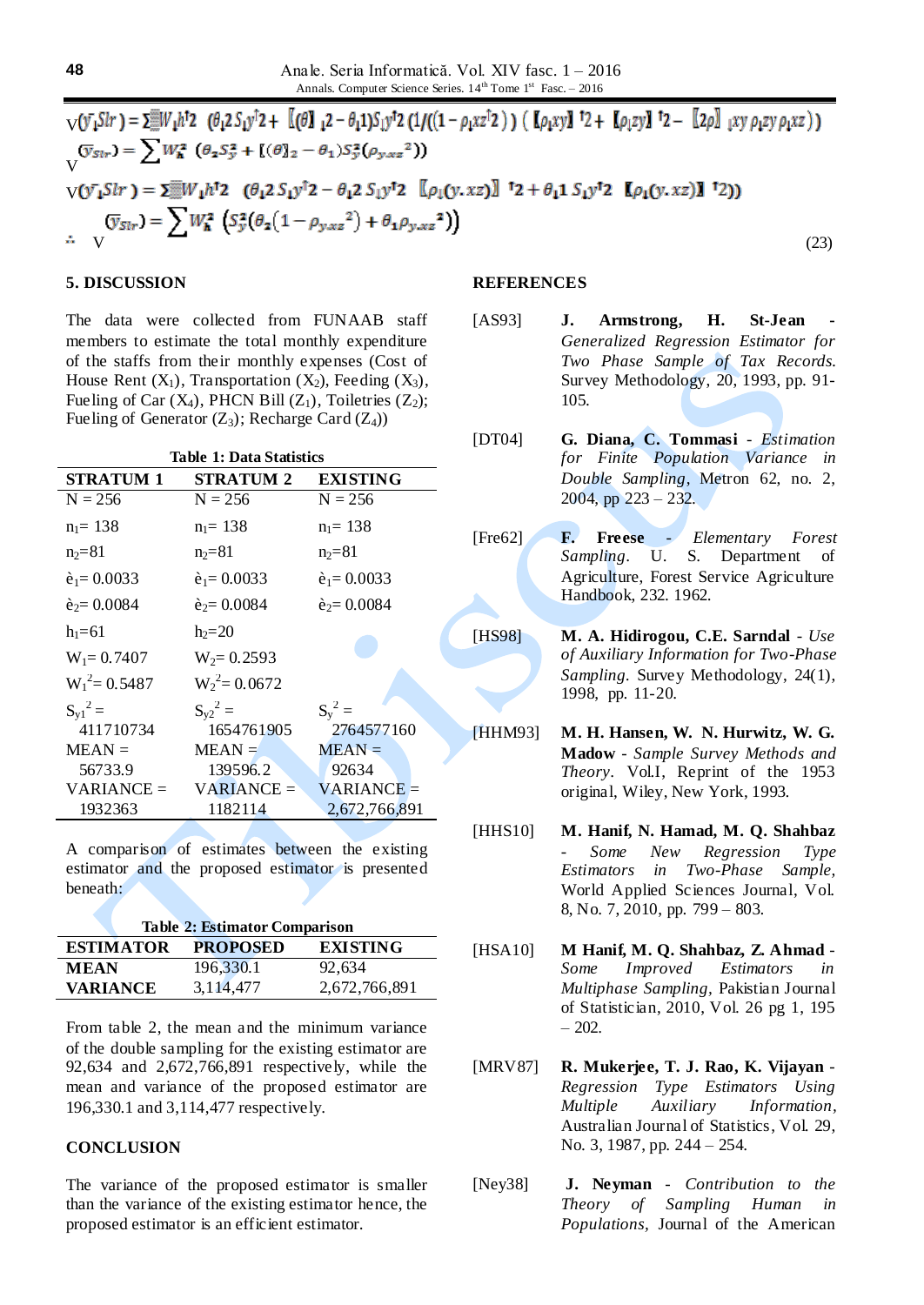$$V(\bar{y}_{Slr}) = \sum W_h^{2} \left(\theta_2 S_y^2 + [(\theta]_2 - \theta_1) S_y^2 (1/((1-\rho_{xz}^2)) ([\rho_{xy}]^2 + [\rho_{zy}]^2 - [2\rho]_{xy}\rho_{zy}\rho_{xz})\right)$$

$$V(\bar{y}_{Slr}) = \sum W_h^2 \left(\theta_2 S_y^2 + [(\theta]_2 - \theta_1) S_y^2 (\rho_{y.xz}^2)\right)$$

$$V(\bar{y}_{Slr}) = \sum W_h^{2} \left(\theta_2 S_y^2 - \theta_2 S_y^2 [\rho_1(y.xz)]^2 + \theta_1 S_y^2 [\rho_1(y.xz)]^2\right)$$

$$\therefore V(\bar{y}_{Slr}) = \sum W_h^2 \left(S_y^2 (\theta_2 (1 - \rho_{y.xz}^2) + \theta_1 \rho_{y.xz}^2)\right) \quad (23)$$

## 5. DISCUSSION

The data were collected from FUNAAB staff members to estimate the total monthly expenditure of the staffs from their monthly expenses (Cost of House Rent ($X_1$), Transportation ($X_2$), Feeding ($X_3$), Fueling of Car ($X_4$), PHCN Bill ($Z_1$), Toiletries ($Z_2$); Fueling of Generator ($Z_3$); Recharge Card ($Z_4$))

**Table 1: Data Statistics**

| STRATUM 1 | STRATUM 2 | EXISTING |
|---|---|---|
| N = 256 | N = 256 | N = 256 |
| $n_1$= 138 | $n_1$= 138 | $n_1$= 138 |
| $n_2$=81 | $n_2$=81 | $n_2$=81 |
| è$_1$= 0.0033 | è$_1$= 0.0033 | è$_1$= 0.0033 |
| è$_2$= 0.0084 | è$_2$= 0.0084 | è$_2$= 0.0084 |
| $h_1$=61 | $h_2$=20 | |
| $W_1$= 0.7407 | $W_2$= 0.2593 | |
| $W_1^2$= 0.5487 | $W_2^2$= 0.0672 | |
| $S_{y1}^2$ = 411710734 | $S_{y2}^2$ = 1654761905 | $S_y^2$ = 2764577160 |
| MEAN = 56733.9 | MEAN = 139596.2 | MEAN = 92634 |
| VARIANCE = 1932363 | VARIANCE = 1182114 | VARIANCE = 2,672,766,891 |

A comparison of estimates between the existing estimator and the proposed estimator is presented beneath:

**Table 2: Estimator Comparison**

| ESTIMATOR | PROPOSED | EXISTING |
|---|---|---|
| **MEAN** | 196,330.1 | 92,634 |
| **VARIANCE** | 3,114,477 | 2,672,766,891 |

From table 2, the mean and the minimum variance of the double sampling for the existing estimator are 92,634 and 2,672,766,891 respectively, while the mean and variance of the proposed estimator are 196,330.1 and 3,114,477 respectively.

## CONCLUSION

The variance of the proposed estimator is smaller than the variance of the existing estimator hence, the proposed estimator is an efficient estimator.

## REFERENCES

[AS93] **J. Armstrong, H. St-Jean** - *Generalized Regression Estimator for Two Phase Sample of Tax Records.* Survey Methodology, 20, 1993, pp. 91-105.

[DT04] **G. Diana, C. Tommasi** - *Estimation for Finite Population Variance in Double Sampling*, Metron 62, no. 2, 2004, pp 223 – 232.

[Fre62] **F. Freese** - *Elementary Forest Sampling*. U. S. Department of Agriculture, Forest Service Agriculture Handbook, 232. 1962.

[HS98] **M. A. Hidirogou, C.E. Sarndal** - *Use of Auxiliary Information for Two-Phase Sampling*. Survey Methodology, 24(1), 1998, pp. 11-20.

[HHM93] **M. H. Hansen, W. N. Hurwitz, W. G. Madow** - *Sample Survey Methods and Theory*. Vol.I, Reprint of the 1953 original, Wiley, New York, 1993.

[HHS10] **M. Hanif, N. Hamad, M. Q. Shahbaz** - *Some New Regression Type Estimators in Two-Phase Sample*, World Applied Sciences Journal, Vol. 8, No. 7, 2010, pp. 799 – 803.

[HSA10] **M Hanif, M. Q. Shahbaz, Z. Ahmad** - *Some Improved Estimators in Multiphase Sampling*, Pakistian Journal of Statistician, 2010, Vol. 26 pg 1, 195 – 202.

[MRV87] **R. Mukerjee, T. J. Rao, K. Vijayan** - *Regression Type Estimators Using Multiple Auxiliary Information*, Australian Journal of Statistics, Vol. 29, No. 3, 1987, pp. 244 – 254.

[Ney38] **J. Neyman** - *Contribution to the Theory of Sampling Human in Populations*, Journal of the American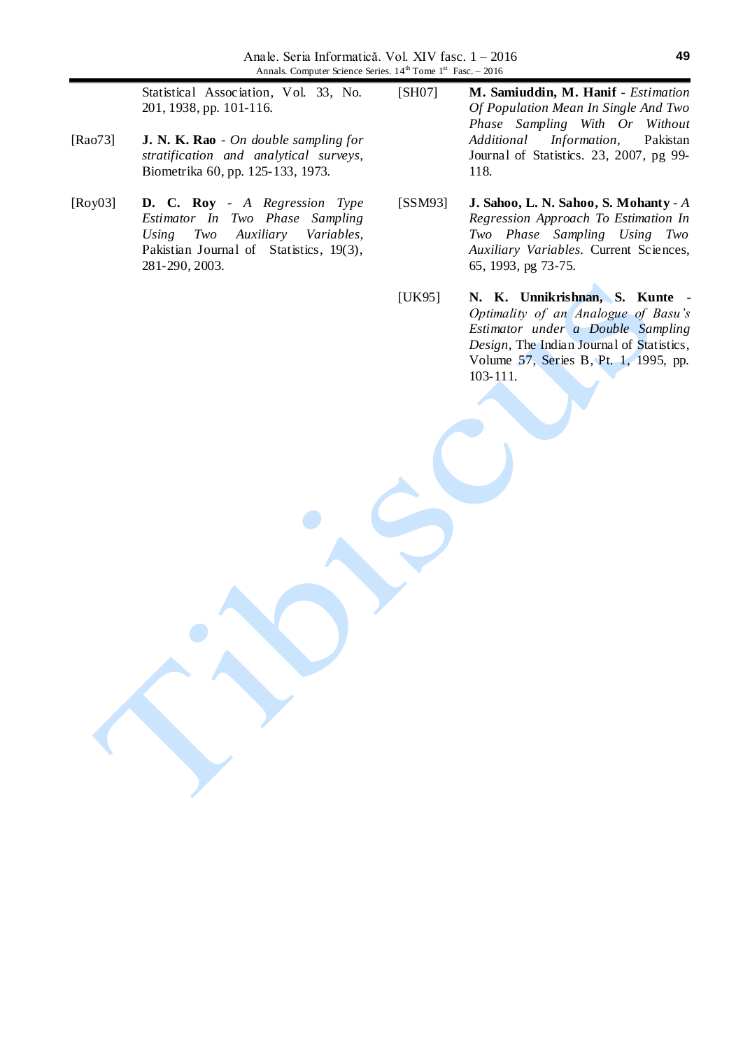Statistical Association, Vol. 33, No. 201, 1938, pp. 101-116.

[Rao73] **J. N. K. Rao** - *On double sampling for stratification and analytical surveys*, Biometrika 60, pp. 125-133, 1973.

[Roy03] **D. C. Roy** - *A Regression Type Estimator In Two Phase Sampling Using Two Auxiliary Variables*, Pakistian Journal of Statistics, 19(3), 281-290, 2003.

[SH07] **M. Samiuddin, M. Hanif** - *Estimation Of Population Mean In Single And Two Phase Sampling With Or Without Additional Information*, Pakistan Journal of Statistics. 23, 2007, pg 99-118.

[SSM93] **J. Sahoo, L. N. Sahoo, S. Mohanty** - *A Regression Approach To Estimation In Two Phase Sampling Using Two Auxiliary Variables*. Current Sciences, 65, 1993, pg 73-75.

[UK95] **N. K. Unnikrishnan, S. Kunte** - *Optimality of an Analogue of Basu's Estimator under a Double Sampling Design*, The Indian Journal of Statistics, Volume 57, Series B, Pt. 1, 1995, pp. 103-111.